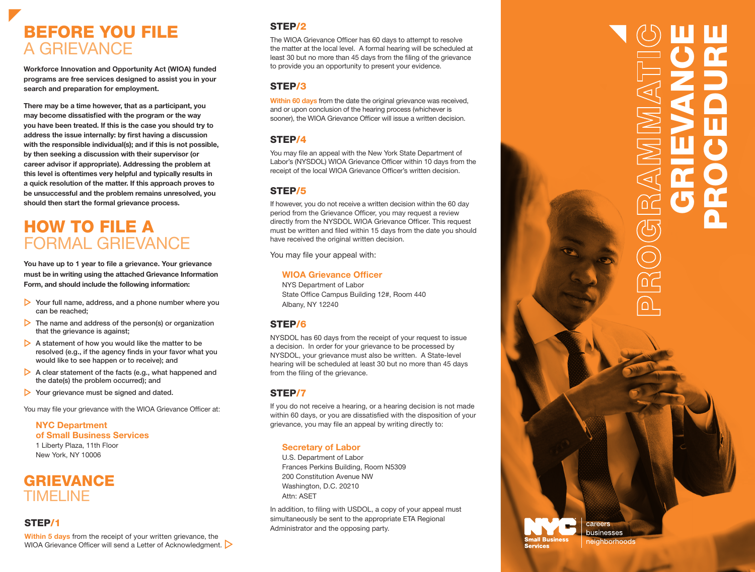# PROGRAMMATIC GRIEVANCE PROCEDURE

## BEFORE YOU FILE A GRIEVANCE

**Workforce Innovation and Opportunity Act (WIOA) funded programs are free services designed to assist you in your search and preparation for employment.**

**There may be a time however, that as a participant, you may become dissatisfied with the program or the way you have been treated. If this is the case you should try to address the issue internally: by first having a discussion with the responsible individual(s); and if this is not possible, by then seeking a discussion with their supervisor (or career advisor if appropriate). Addressing the problem at this level is oftentimes very helpful and typically results in a quick resolution of the matter. If this approach proves to be unsuccessful and the problem remains unresolved, you should then start the formal grievance process.**

## HOW TO FILE A FORMAL GRIEVANCE

**You have up to 1 year to file a grievance. Your grievance must be in writing using the attached Grievance Information Form, and should include the following information:**

- Your full name, address, and a phone number where you can be reached;
- The name and address of the person(s) or organization that the grievance is against;
- A statement of how you would like the matter to be resolved (e.g., if the agency finds in your favor what you would like to see happen or to receive); and
- A clear statement of the facts (e.g., what happened and the date(s) the problem occurred); and
- Your grievance must be signed and dated.

You may file your grievance with the WIOA Grievance Officer at:

**NYC Department of Small Business Services**
1 Liberty Plaza, 11th Floor
New York, NY 10006

## GRIEVANCE TIMELINE

### STEP/1

**Within 5 days** from the receipt of your written grievance, the WIOA Grievance Officer will send a Letter of Acknowledgment.

### STEP/2

The WIOA Grievance Officer has 60 days to attempt to resolve the matter at the local level. A formal hearing will be scheduled at least 30 but no more than 45 days from the filing of the grievance to provide you an opportunity to present your evidence.

### STEP/3

**Within 60 days** from the date the original grievance was received, and or upon conclusion of the hearing process (whichever is sooner), the WIOA Grievance Officer will issue a written decision.

### STEP/4

You may file an appeal with the New York State Department of Labor's (NYSDOL) WIOA Grievance Officer within 10 days from the receipt of the local WIOA Grievance Officer's written decision.

### STEP/5

If however, you do not receive a written decision within the 60 day period from the Grievance Officer, you may request a review directly from the NYSDOL WIOA Grievance Officer. This request must be written and filed within 15 days from the date you should have received the original written decision.

You may file your appeal with:

**WIOA Grievance Officer**
NYS Department of Labor
State Office Campus Building 12#, Room 440
Albany, NY 12240

### STEP/6

NYSDOL has 60 days from the receipt of your request to issue a decision. In order for your grievance to be processed by NYSDOL, your grievance must also be written. A State-level hearing will be scheduled at least 30 but no more than 45 days from the filing of the grievance.

### STEP/7

If you do not receive a hearing, or a hearing decision is not made within 60 days, or you are dissatisfied with the disposition of your grievance, you may file an appeal by writing directly to:

**Secretary of Labor**
U.S. Department of Labor
Frances Perkins Building, Room N5309
200 Constitution Avenue NW
Washington, D.C. 20210
Attn: ASET

In addition, to filing with USDOL, a copy of your appeal must simultaneously be sent to the appropriate ETA Regional Administrator and the opposing party.

NYC Small Business Services
careers
businesses
neighborhoods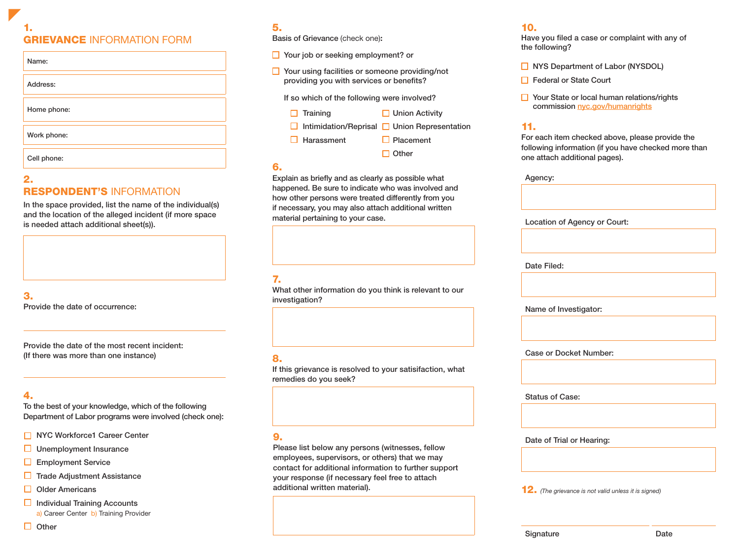## 1. GRIEVANCE INFORMATION FORM

Name:

Address:

Home phone:

Work phone:

Cell phone:

## 2. RESPONDENT'S INFORMATION

In the space provided, list the name of the individual(s) and the location of the alleged incident (if more space is needed attach additional sheet(s)).

## 3.

Provide the date of occurrence:

Provide the date of the most recent incident:
(If there was more than one instance)

## 4.

To the best of your knowledge, which of the following Department of Labor programs were involved (check one):

- ☐ NYC Workforce1 Career Center
- ☐ Unemployment Insurance
- ☐ Employment Service
- ☐ Trade Adjustment Assistance
- ☐ Older Americans
- ☐ Individual Training Accounts
  a) Career Center b) Training Provider
- ☐ Other

## 5.

Basis of Grievance (check one):

- ☐ Your job or seeking employment? or
- ☐ Your using facilities or someone providing/not providing you with services or benefits?

If so which of the following were involved?

- ☐ Training
- ☐ Intimidation/Reprisal
- ☐ Harassment
- ☐ Union Activity
- ☐ Union Representation
- ☐ Placement
- ☐ Other

## 6.

Explain as briefly and as clearly as possible what happened. Be sure to indicate who was involved and how other persons were treated differently from you if necessary, you may also attach additional written material pertaining to your case.

## 7.

What other information do you think is relevant to our investigation?

## 8.

If this grievance is resolved to your satisifaction, what remedies do you seek?

## 9.

Please list below any persons (witnesses, fellow employees, supervisors, or others) that we may contact for additional information to further support your response (if necessary feel free to attach additional written material).

## 10.

Have you filed a case or complaint with any of the following?

- ☐ NYS Department of Labor (NYSDOL)
- ☐ Federal or State Court
- ☐ Your State or local human relations/rights commission nyc.gov/humanrights

## 11.

For each item checked above, please provide the following information (if you have checked more than one attach additional pages).

Agency:

Location of Agency or Court:

Date Filed:

Name of Investigator:

Case or Docket Number:

Status of Case:

Date of Trial or Hearing:

## 12.

*(The grievance is not valid unless it is signed)*

Signature

Date